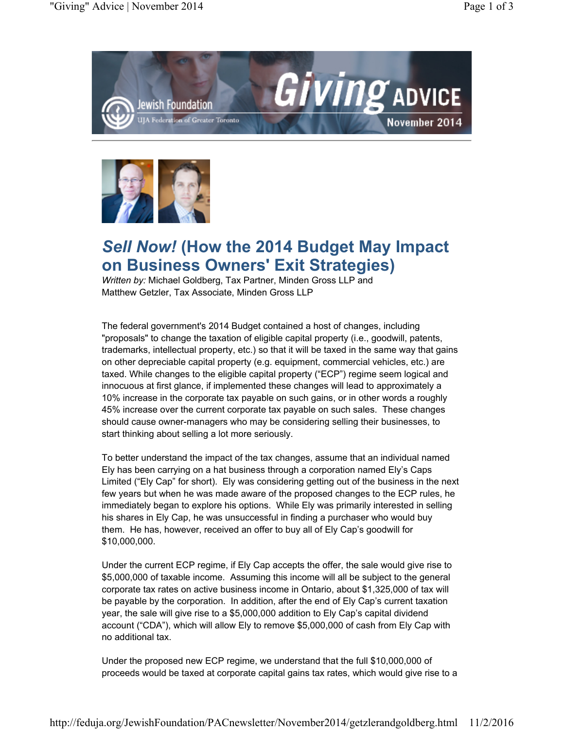# *Sell Now!* (How the 2014 Budget May Impact on Business Owners' Exit Strategies)

*Written by:* Michael Goldberg, Tax Partner, Minden Gross LLP and Matthew Getzler, Tax Associate, Minden Gross LLP

The federal government's 2014 Budget contained a host of changes, including "proposals" to change the taxation of eligible capital property (i.e., goodwill, patents, trademarks, intellectual property, etc.) so that it will be taxed in the same way that gains on other depreciable capital property (e.g. equipment, commercial vehicles, etc.) are taxed. While changes to the eligible capital property ("ECP") regime seem logical and innocuous at first glance, if implemented these changes will lead to approximately a 10% increase in the corporate tax payable on such gains, or in other words a roughly 45% increase over the current corporate tax payable on such sales. These changes should cause owner-managers who may be considering selling their businesses, to start thinking about selling a lot more seriously.

To better understand the impact of the tax changes, assume that an individual named Ely has been carrying on a hat business through a corporation named Ely's Caps Limited ("Ely Cap" for short). Ely was considering getting out of the business in the next few years but when he was made aware of the proposed changes to the ECP rules, he immediately began to explore his options. While Ely was primarily interested in selling his shares in Ely Cap, he was unsuccessful in finding a purchaser who would buy them. He has, however, received an offer to buy all of Ely Cap's goodwill for $10,000,000.

Under the current ECP regime, if Ely Cap accepts the offer, the sale would give rise to $5,000,000 of taxable income. Assuming this income will all be subject to the general corporate tax rates on active business income in Ontario, about $1,325,000 of tax will be payable by the corporation. In addition, after the end of Ely Cap's current taxation year, the sale will give rise to a $5,000,000 addition to Ely Cap's capital dividend account ("CDA"), which will allow Ely to remove $5,000,000 of cash from Ely Cap with no additional tax.

Under the proposed new ECP regime, we understand that the full $10,000,000 of proceeds would be taxed at corporate capital gains tax rates, which would give rise to a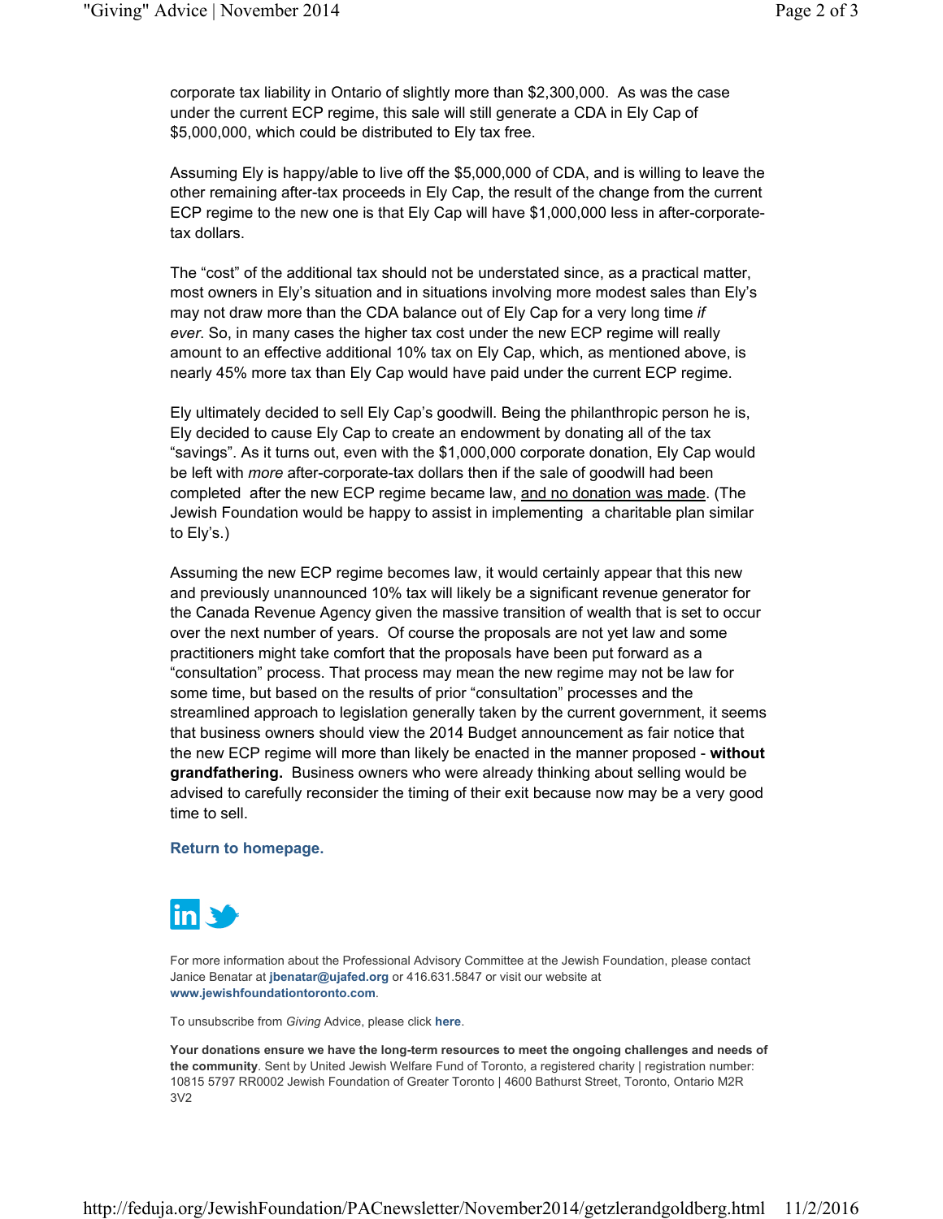corporate tax liability in Ontario of slightly more than $2,300,000. As was the case under the current ECP regime, this sale will still generate a CDA in Ely Cap of $5,000,000, which could be distributed to Ely tax free.

Assuming Ely is happy/able to live off the $5,000,000 of CDA, and is willing to leave the other remaining after-tax proceeds in Ely Cap, the result of the change from the current ECP regime to the new one is that Ely Cap will have $1,000,000 less in after-corporate-tax dollars.

The "cost" of the additional tax should not be understated since, as a practical matter, most owners in Ely's situation and in situations involving more modest sales than Ely's may not draw more than the CDA balance out of Ely Cap for a very long time *if ever*. So, in many cases the higher tax cost under the new ECP regime will really amount to an effective additional 10% tax on Ely Cap, which, as mentioned above, is nearly 45% more tax than Ely Cap would have paid under the current ECP regime.

Ely ultimately decided to sell Ely Cap's goodwill. Being the philanthropic person he is, Ely decided to cause Ely Cap to create an endowment by donating all of the tax "savings". As it turns out, even with the $1,000,000 corporate donation, Ely Cap would be left with *more* after-corporate-tax dollars then if the sale of goodwill had been completed after the new ECP regime became law, <u>and no donation was made</u>. (The Jewish Foundation would be happy to assist in implementing a charitable plan similar to Ely's.)

Assuming the new ECP regime becomes law, it would certainly appear that this new and previously unannounced 10% tax will likely be a significant revenue generator for the Canada Revenue Agency given the massive transition of wealth that is set to occur over the next number of years. Of course the proposals are not yet law and some practitioners might take comfort that the proposals have been put forward as a "consultation" process. That process may mean the new regime may not be law for some time, but based on the results of prior "consultation" processes and the streamlined approach to legislation generally taken by the current government, it seems that business owners should view the 2014 Budget announcement as fair notice that the new ECP regime will more than likely be enacted in the manner proposed - **without grandfathering.** Business owners who were already thinking about selling would be advised to carefully reconsider the timing of their exit because now may be a very good time to sell.

**Return to homepage.**

For more information about the Professional Advisory Committee at the Jewish Foundation, please contact Janice Benatar at **jbenatar@ujafed.org** or 416.631.5847 or visit our website at **www.jewishfoundationtoronto.com**.

To unsubscribe from *Giving* Advice, please click **here**.

**Your donations ensure we have the long-term resources to meet the ongoing challenges and needs of the community**. Sent by United Jewish Welfare Fund of Toronto, a registered charity | registration number: 10815 5797 RR0002 Jewish Foundation of Greater Toronto | 4600 Bathurst Street, Toronto, Ontario M2R 3V2